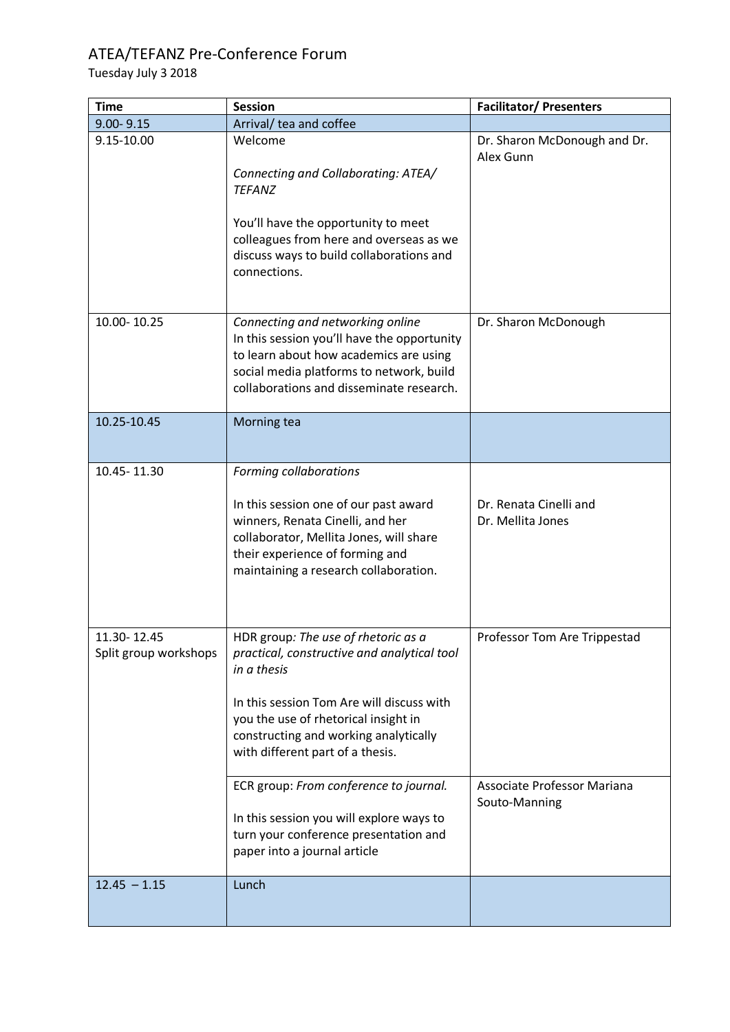# ATEA/TEFANZ Pre-Conference Forum

Tuesday July 3 2018

| Time | Session | Facilitator/ Presenters |
| --- | --- | --- |
| 9.00- 9.15 | Arrival/ tea and coffee | |
| 9.15-10.00 | Welcome<br><br>*Connecting and Collaborating: ATEA/ TEFANZ*<br><br>You'll have the opportunity to meet colleagues from here and overseas as we discuss ways to build collaborations and connections. | Dr. Sharon McDonough and Dr. Alex Gunn |
| 10.00- 10.25 | *Connecting and networking online*<br>In this session you'll have the opportunity to learn about how academics are using social media platforms to network, build collaborations and disseminate research. | Dr. Sharon McDonough |
| 10.25-10.45 | Morning tea | |
| 10.45- 11.30 | *Forming collaborations*<br><br>In this session one of our past award winners, Renata Cinelli, and her collaborator, Mellita Jones, will share their experience of forming and maintaining a research collaboration. | Dr. Renata Cinelli and Dr. Mellita Jones |
| 11.30- 12.45<br>Split group workshops | HDR group*: The use of rhetoric as a practical, constructive and analytical tool in a thesis*<br><br>In this session Tom Are will discuss with you the use of rhetorical insight in constructing and working analytically with different part of a thesis. | Professor Tom Are Trippestad |
| | ECR group: *From conference to journal.*<br><br>In this session you will explore ways to turn your conference presentation and paper into a journal article | Associate Professor Mariana Souto-Manning |
| 12.45 – 1.15 | Lunch | |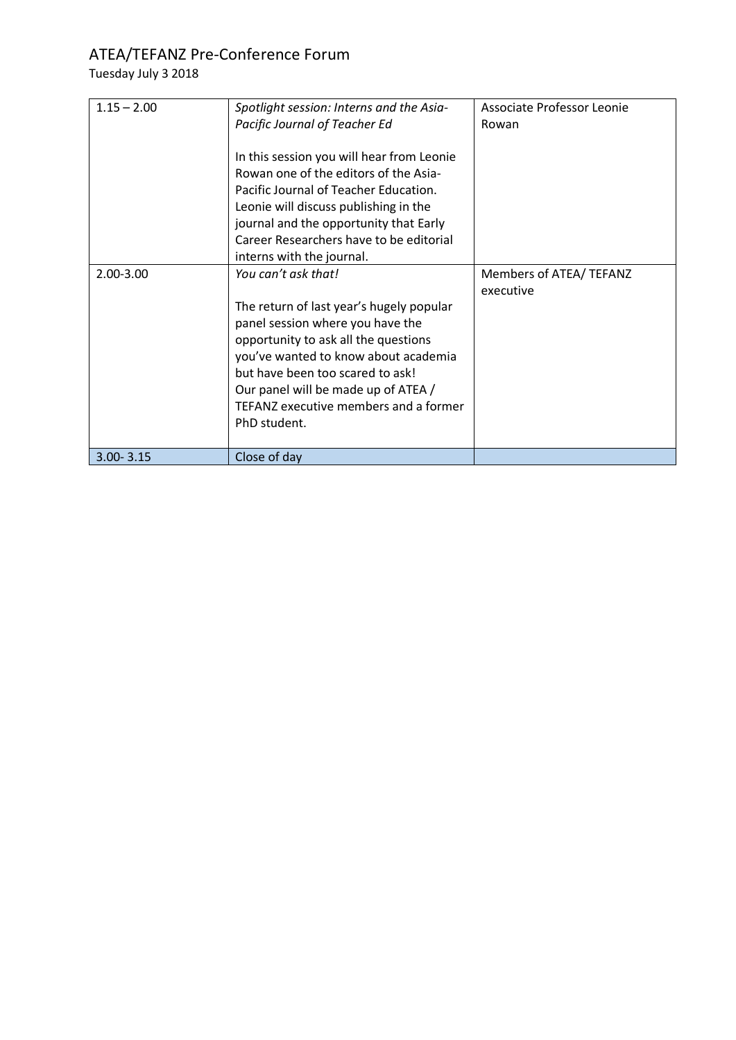# ATEA/TEFANZ Pre-Conference Forum

Tuesday July 3 2018

| | | |
|---|---|---|
| 1.15 – 2.00 | *Spotlight session: Interns and the Asia-Pacific Journal of Teacher Ed*<br><br>In this session you will hear from Leonie Rowan one of the editors of the Asia-Pacific Journal of Teacher Education. Leonie will discuss publishing in the journal and the opportunity that Early Career Researchers have to be editorial interns with the journal. | Associate Professor Leonie Rowan |
| 2.00-3.00 | *You can't ask that!*<br><br>The return of last year's hugely popular panel session where you have the opportunity to ask all the questions you've wanted to know about academia but have been too scared to ask!<br>Our panel will be made up of ATEA / TEFANZ executive members and a former PhD student. | Members of ATEA/ TEFANZ executive |
| 3.00- 3.15 | Close of day | |